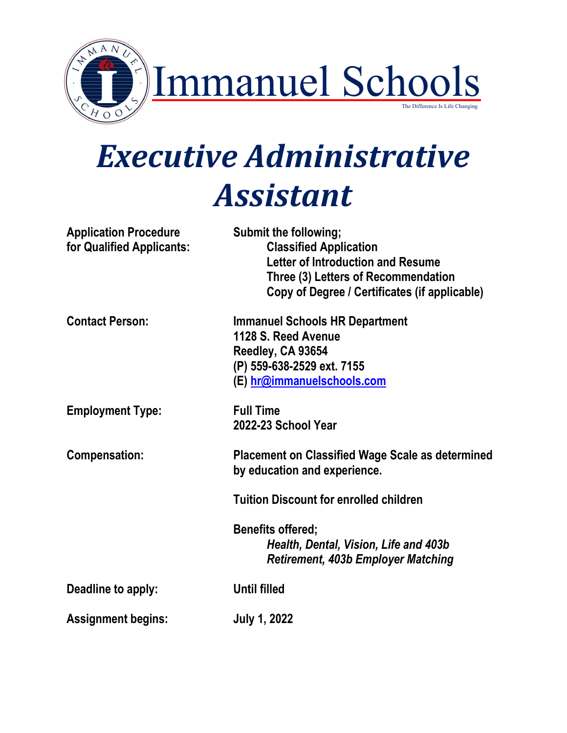Immanuel Schools

The Difference Is Life Changing

# *Executive Administrative Assistant*

**Application Procedure for Qualified Applicants:**

**Submit the following;**
- **Classified Application**
- **Letter of Introduction and Resume**
- **Three (3) Letters of Recommendation**
- **Copy of Degree / Certificates (if applicable)**

**Contact Person:**

**Immanuel Schools HR Department**
**1128 S. Reed Avenue**
**Reedley, CA 93654**
**(P) 559-638-2529 ext. 7155**
**(E) hr@immanuelschools.com**

**Employment Type:**

**Full Time**
**2022-23 School Year**

**Compensation:**

**Placement on Classified Wage Scale as determined by education and experience.**

**Tuition Discount for enrolled children**

**Benefits offered;**
***Health, Dental, Vision, Life and 403b Retirement, 403b Employer Matching***

**Deadline to apply:** **Until filled**

**Assignment begins:** **July 1, 2022**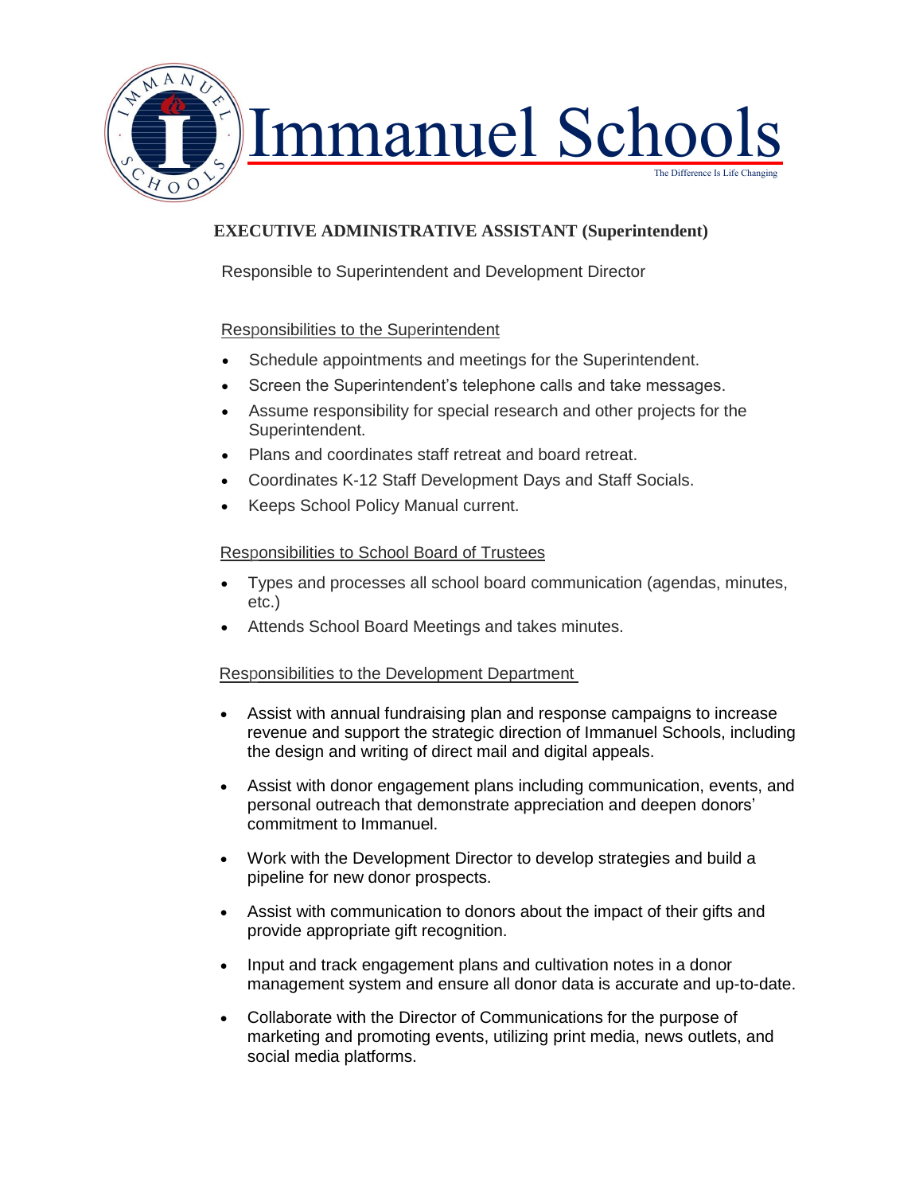# Immanuel Schools

The Difference Is Life Changing

## EXECUTIVE ADMINISTRATIVE ASSISTANT (Superintendent)

Responsible to Superintendent and Development Director

### Responsibilities to the Superintendent

- Schedule appointments and meetings for the Superintendent.
- Screen the Superintendent's telephone calls and take messages.
- Assume responsibility for special research and other projects for the Superintendent.
- Plans and coordinates staff retreat and board retreat.
- Coordinates K-12 Staff Development Days and Staff Socials.
- Keeps School Policy Manual current.

### Responsibilities to School Board of Trustees

- Types and processes all school board communication (agendas, minutes, etc.)
- Attends School Board Meetings and takes minutes.

### Responsibilities to the Development Department

- Assist with annual fundraising plan and response campaigns to increase revenue and support the strategic direction of Immanuel Schools, including the design and writing of direct mail and digital appeals.
- Assist with donor engagement plans including communication, events, and personal outreach that demonstrate appreciation and deepen donors' commitment to Immanuel.
- Work with the Development Director to develop strategies and build a pipeline for new donor prospects.
- Assist with communication to donors about the impact of their gifts and provide appropriate gift recognition.
- Input and track engagement plans and cultivation notes in a donor management system and ensure all donor data is accurate and up-to-date.
- Collaborate with the Director of Communications for the purpose of marketing and promoting events, utilizing print media, news outlets, and social media platforms.